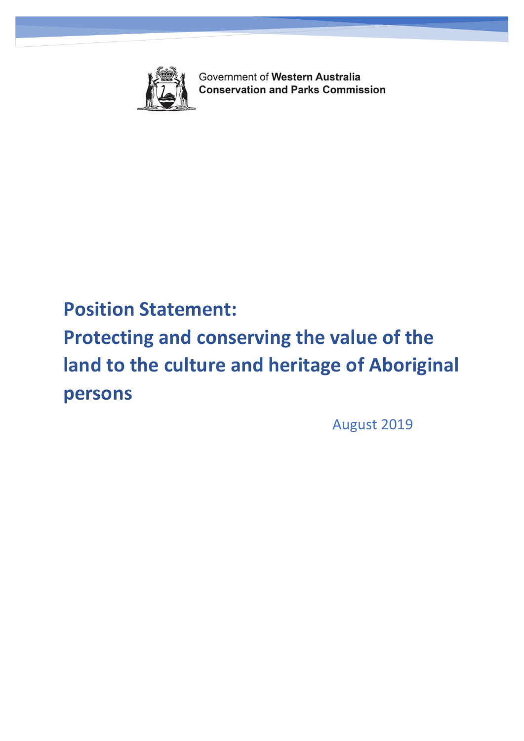Government of **Western Australia**
**Conservation and Parks Commission**

# Position Statement:
# Protecting and conserving the value of the land to the culture and heritage of Aboriginal persons

August 2019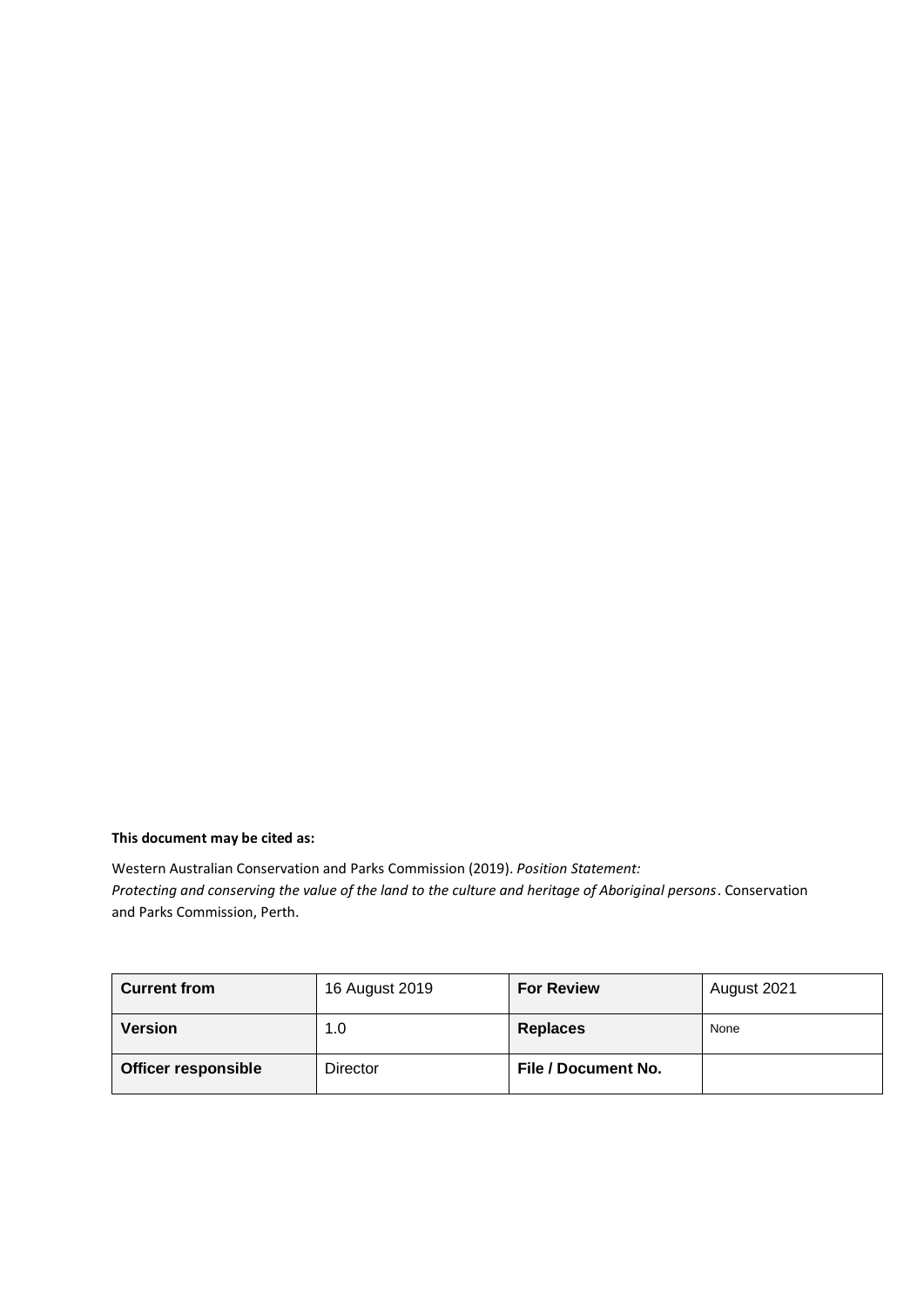**This document may be cited as:**

Western Australian Conservation and Parks Commission (2019). *Position Statement: Protecting and conserving the value of the land to the culture and heritage of Aboriginal persons*. Conservation and Parks Commission, Perth.

| | | | |
|---|---|---|---|
| **Current from** | 16 August 2019 | **For Review** | August 2021 |
| **Version** | 1.0 | **Replaces** | None |
| **Officer responsible** | Director | **File / Document No.** | |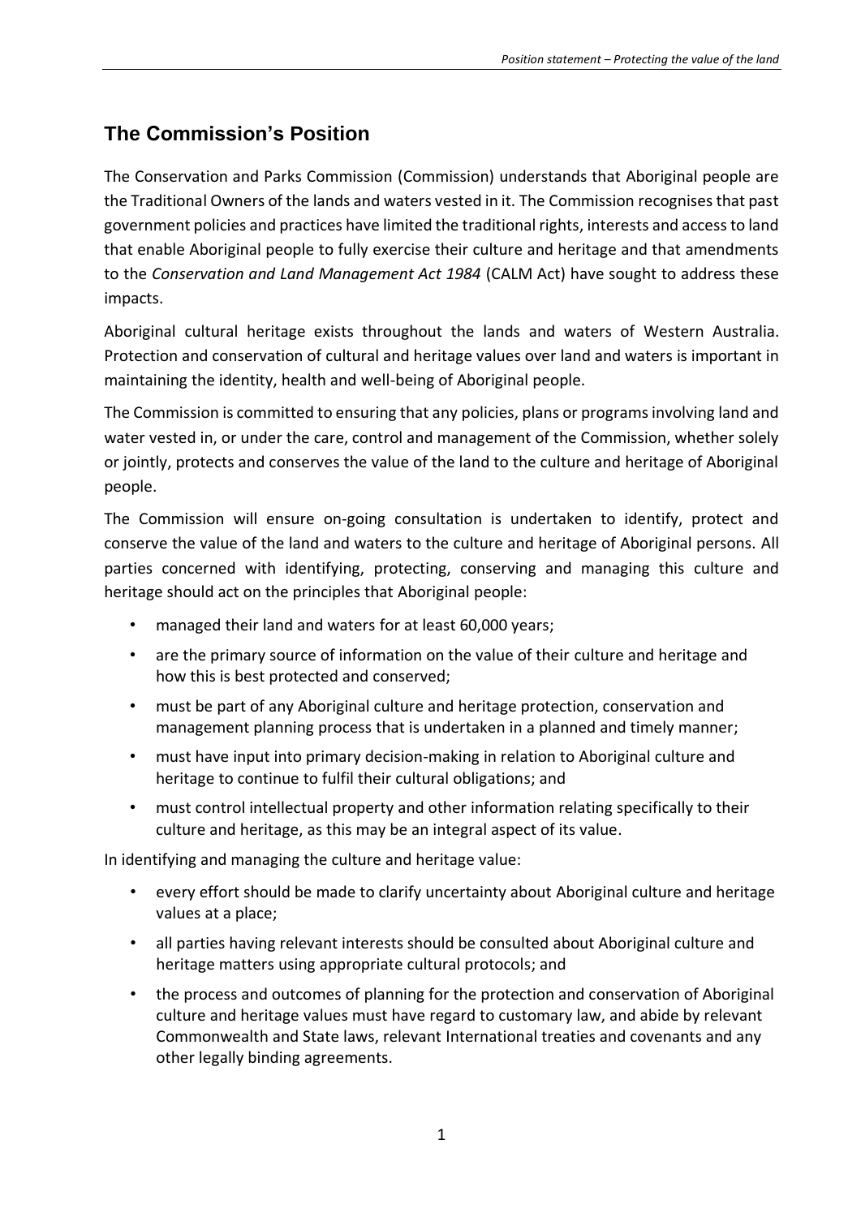## The Commission's Position

The Conservation and Parks Commission (Commission) understands that Aboriginal people are the Traditional Owners of the lands and waters vested in it. The Commission recognises that past government policies and practices have limited the traditional rights, interests and access to land that enable Aboriginal people to fully exercise their culture and heritage and that amendments to the *Conservation and Land Management Act 1984* (CALM Act) have sought to address these impacts.

Aboriginal cultural heritage exists throughout the lands and waters of Western Australia. Protection and conservation of cultural and heritage values over land and waters is important in maintaining the identity, health and well-being of Aboriginal people.

The Commission is committed to ensuring that any policies, plans or programs involving land and water vested in, or under the care, control and management of the Commission, whether solely or jointly, protects and conserves the value of the land to the culture and heritage of Aboriginal people.

The Commission will ensure on-going consultation is undertaken to identify, protect and conserve the value of the land and waters to the culture and heritage of Aboriginal persons. All parties concerned with identifying, protecting, conserving and managing this culture and heritage should act on the principles that Aboriginal people:

- managed their land and waters for at least 60,000 years;
- are the primary source of information on the value of their culture and heritage and how this is best protected and conserved;
- must be part of any Aboriginal culture and heritage protection, conservation and management planning process that is undertaken in a planned and timely manner;
- must have input into primary decision-making in relation to Aboriginal culture and heritage to continue to fulfil their cultural obligations; and
- must control intellectual property and other information relating specifically to their culture and heritage, as this may be an integral aspect of its value.

In identifying and managing the culture and heritage value:

- every effort should be made to clarify uncertainty about Aboriginal culture and heritage values at a place;
- all parties having relevant interests should be consulted about Aboriginal culture and heritage matters using appropriate cultural protocols; and
- the process and outcomes of planning for the protection and conservation of Aboriginal culture and heritage values must have regard to customary law, and abide by relevant Commonwealth and State laws, relevant International treaties and covenants and any other legally binding agreements.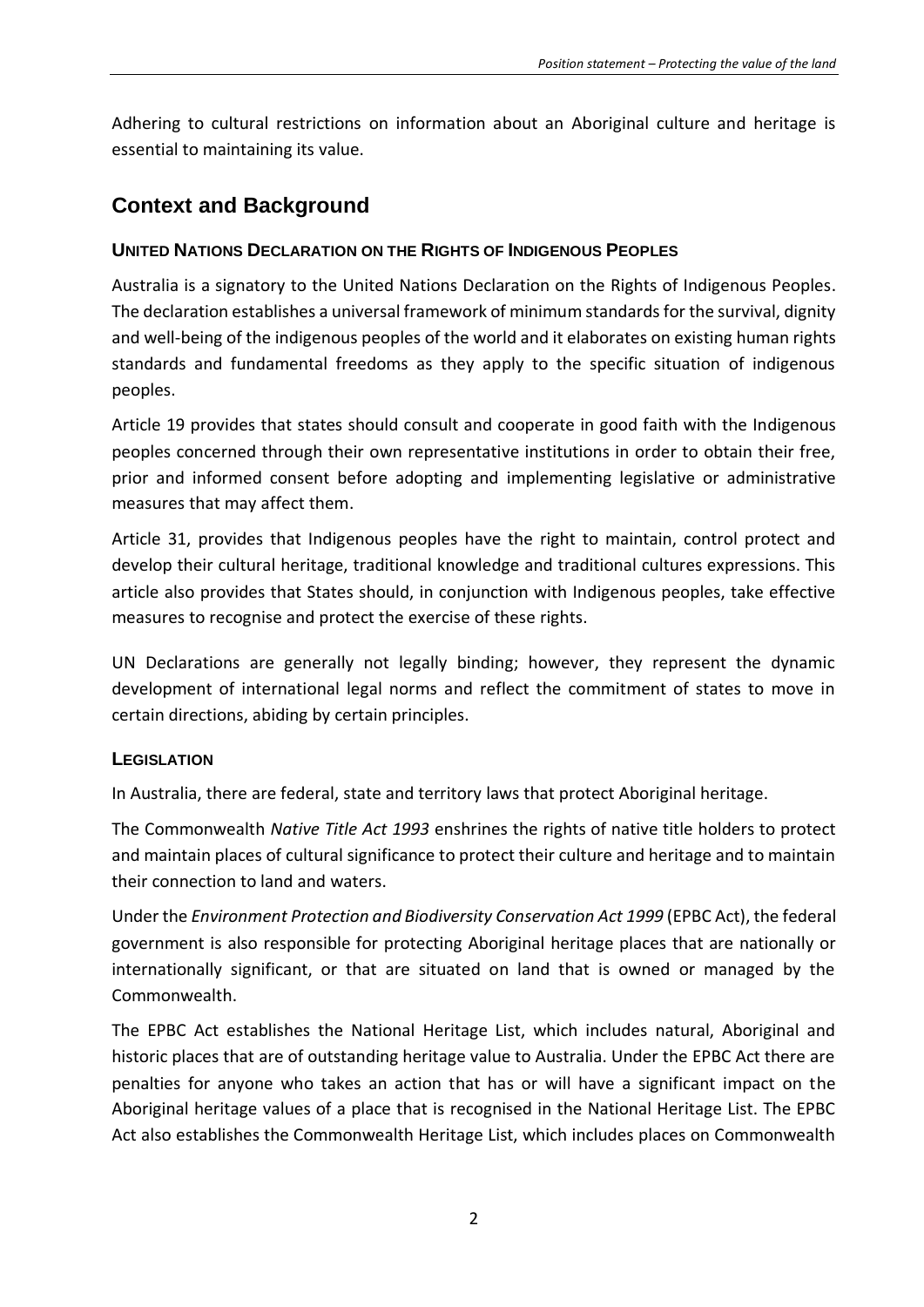Adhering to cultural restrictions on information about an Aboriginal culture and heritage is essential to maintaining its value.

## Context and Background

### United Nations Declaration on the Rights of Indigenous Peoples

Australia is a signatory to the United Nations Declaration on the Rights of Indigenous Peoples. The declaration establishes a universal framework of minimum standards for the survival, dignity and well-being of the indigenous peoples of the world and it elaborates on existing human rights standards and fundamental freedoms as they apply to the specific situation of indigenous peoples.

Article 19 provides that states should consult and cooperate in good faith with the Indigenous peoples concerned through their own representative institutions in order to obtain their free, prior and informed consent before adopting and implementing legislative or administrative measures that may affect them.

Article 31, provides that Indigenous peoples have the right to maintain, control protect and develop their cultural heritage, traditional knowledge and traditional cultures expressions. This article also provides that States should, in conjunction with Indigenous peoples, take effective measures to recognise and protect the exercise of these rights.

UN Declarations are generally not legally binding; however, they represent the dynamic development of international legal norms and reflect the commitment of states to move in certain directions, abiding by certain principles.

### Legislation

In Australia, there are federal, state and territory laws that protect Aboriginal heritage.

The Commonwealth *Native Title Act 1993* enshrines the rights of native title holders to protect and maintain places of cultural significance to protect their culture and heritage and to maintain their connection to land and waters.

Under the *Environment Protection and Biodiversity Conservation Act 1999* (EPBC Act), the federal government is also responsible for protecting Aboriginal heritage places that are nationally or internationally significant, or that are situated on land that is owned or managed by the Commonwealth.

The EPBC Act establishes the National Heritage List, which includes natural, Aboriginal and historic places that are of outstanding heritage value to Australia. Under the EPBC Act there are penalties for anyone who takes an action that has or will have a significant impact on the Aboriginal heritage values of a place that is recognised in the National Heritage List. The EPBC Act also establishes the Commonwealth Heritage List, which includes places on Commonwealth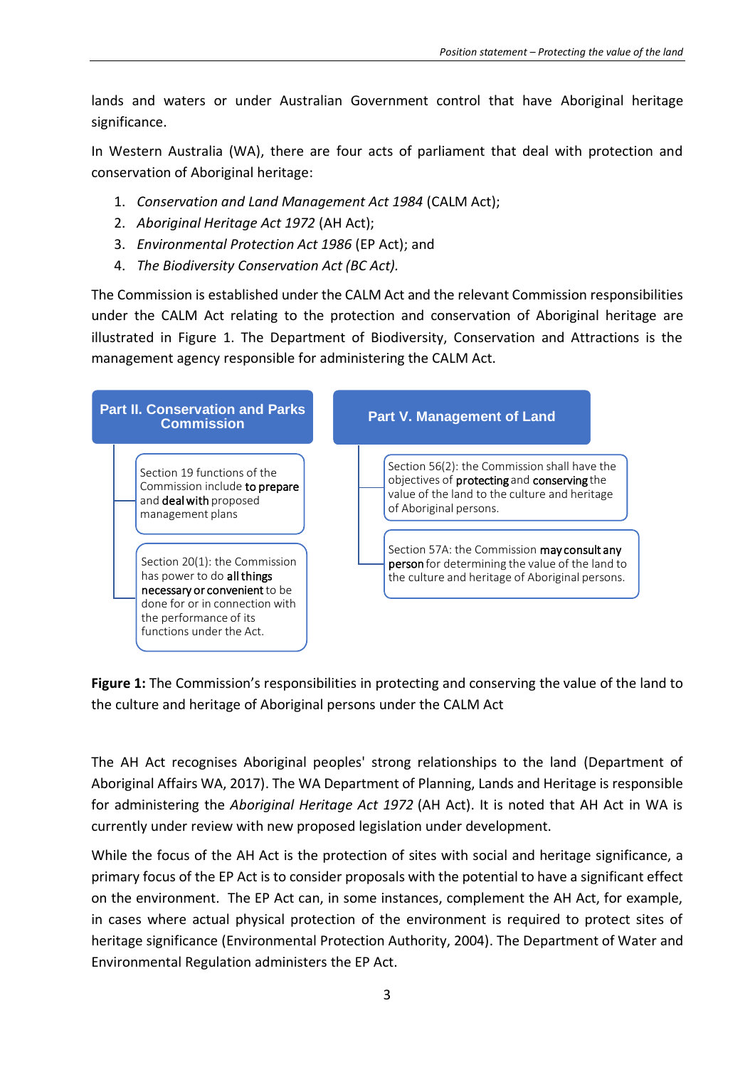lands and waters or under Australian Government control that have Aboriginal heritage significance.

In Western Australia (WA), there are four acts of parliament that deal with protection and conservation of Aboriginal heritage:

1. *Conservation and Land Management Act 1984* (CALM Act);
2. *Aboriginal Heritage Act 1972* (AH Act);
3. *Environmental Protection Act 1986* (EP Act); and
4. *The Biodiversity Conservation Act (BC Act).*

The Commission is established under the CALM Act and the relevant Commission responsibilities under the CALM Act relating to the protection and conservation of Aboriginal heritage are illustrated in Figure 1. The Department of Biodiversity, Conservation and Attractions is the management agency responsible for administering the CALM Act.

**Part II. Conservation and Parks Commission**

- Section 19 functions of the Commission include **to prepare** and **deal with** proposed management plans
- Section 20(1): the Commission has power to do **all things necessary or convenient** to be done for or in connection with the performance of its functions under the Act.

**Part V. Management of Land**

- Section 56(2): the Commission shall have the objectives of **protecting** and **conserving** the value of the land to the culture and heritage of Aboriginal persons.
- Section 57A: the Commission **may consult any person** for determining the value of the land to the culture and heritage of Aboriginal persons.

**Figure 1:** The Commission's responsibilities in protecting and conserving the value of the land to the culture and heritage of Aboriginal persons under the CALM Act

The AH Act recognises Aboriginal peoples' strong relationships to the land (Department of Aboriginal Affairs WA, 2017). The WA Department of Planning, Lands and Heritage is responsible for administering the *Aboriginal Heritage Act 1972* (AH Act). It is noted that AH Act in WA is currently under review with new proposed legislation under development.

While the focus of the AH Act is the protection of sites with social and heritage significance, a primary focus of the EP Act is to consider proposals with the potential to have a significant effect on the environment. The EP Act can, in some instances, complement the AH Act, for example, in cases where actual physical protection of the environment is required to protect sites of heritage significance (Environmental Protection Authority, 2004). The Department of Water and Environmental Regulation administers the EP Act.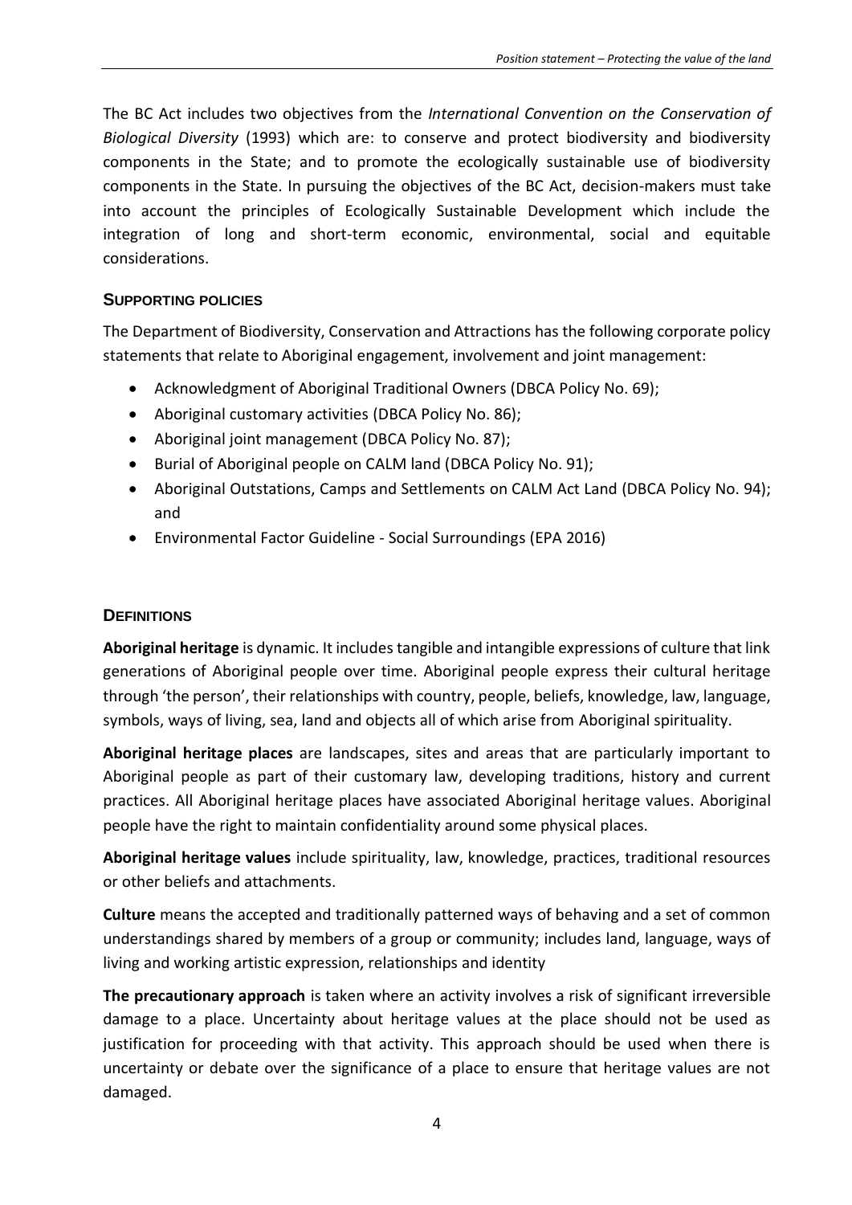The BC Act includes two objectives from the *International Convention on the Conservation of Biological Diversity* (1993) which are: to conserve and protect biodiversity and biodiversity components in the State; and to promote the ecologically sustainable use of biodiversity components in the State. In pursuing the objectives of the BC Act, decision-makers must take into account the principles of Ecologically Sustainable Development which include the integration of long and short-term economic, environmental, social and equitable considerations.

### SUPPORTING POLICIES

The Department of Biodiversity, Conservation and Attractions has the following corporate policy statements that relate to Aboriginal engagement, involvement and joint management:

- Acknowledgment of Aboriginal Traditional Owners (DBCA Policy No. 69);
- Aboriginal customary activities (DBCA Policy No. 86);
- Aboriginal joint management (DBCA Policy No. 87);
- Burial of Aboriginal people on CALM land (DBCA Policy No. 91);
- Aboriginal Outstations, Camps and Settlements on CALM Act Land (DBCA Policy No. 94); and
- Environmental Factor Guideline - Social Surroundings (EPA 2016)

## DEFINITIONS

**Aboriginal heritage** is dynamic. It includes tangible and intangible expressions of culture that link generations of Aboriginal people over time. Aboriginal people express their cultural heritage through 'the person', their relationships with country, people, beliefs, knowledge, law, language, symbols, ways of living, sea, land and objects all of which arise from Aboriginal spirituality.

**Aboriginal heritage places** are landscapes, sites and areas that are particularly important to Aboriginal people as part of their customary law, developing traditions, history and current practices. All Aboriginal heritage places have associated Aboriginal heritage values. Aboriginal people have the right to maintain confidentiality around some physical places.

**Aboriginal heritage values** include spirituality, law, knowledge, practices, traditional resources or other beliefs and attachments.

**Culture** means the accepted and traditionally patterned ways of behaving and a set of common understandings shared by members of a group or community; includes land, language, ways of living and working artistic expression, relationships and identity

**The precautionary approach** is taken where an activity involves a risk of significant irreversible damage to a place. Uncertainty about heritage values at the place should not be used as justification for proceeding with that activity. This approach should be used when there is uncertainty or debate over the significance of a place to ensure that heritage values are not damaged.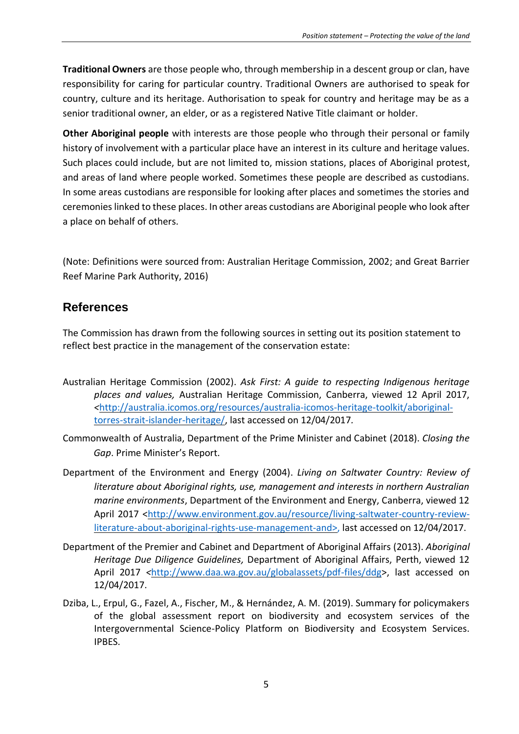**Traditional Owners** are those people who, through membership in a descent group or clan, have responsibility for caring for particular country. Traditional Owners are authorised to speak for country, culture and its heritage. Authorisation to speak for country and heritage may be as a senior traditional owner, an elder, or as a registered Native Title claimant or holder.

**Other Aboriginal people** with interests are those people who through their personal or family history of involvement with a particular place have an interest in its culture and heritage values. Such places could include, but are not limited to, mission stations, places of Aboriginal protest, and areas of land where people worked. Sometimes these people are described as custodians. In some areas custodians are responsible for looking after places and sometimes the stories and ceremonies linked to these places. In other areas custodians are Aboriginal people who look after a place on behalf of others.

(Note: Definitions were sourced from: Australian Heritage Commission, 2002; and Great Barrier Reef Marine Park Authority, 2016)

## References

The Commission has drawn from the following sources in setting out its position statement to reflect best practice in the management of the conservation estate:

Australian Heritage Commission (2002). *Ask First: A guide to respecting Indigenous heritage places and values,* Australian Heritage Commission, Canberra, viewed 12 April 2017, <http://australia.icomos.org/resources/australia-icomos-heritage-toolkit/aboriginal-torres-strait-islander-heritage/>, last accessed on 12/04/2017.

Commonwealth of Australia, Department of the Prime Minister and Cabinet (2018). *Closing the Gap*. Prime Minister's Report.

Department of the Environment and Energy (2004). *Living on Saltwater Country: Review of literature about Aboriginal rights, use, management and interests in northern Australian marine environments*, Department of the Environment and Energy, Canberra, viewed 12 April 2017 <http://www.environment.gov.au/resource/living-saltwater-country-review-literature-about-aboriginal-rights-use-management-and>, last accessed on 12/04/2017.

Department of the Premier and Cabinet and Department of Aboriginal Affairs (2013). *Aboriginal Heritage Due Diligence Guidelines,* Department of Aboriginal Affairs, Perth, viewed 12 April 2017 <http://www.daa.wa.gov.au/globalassets/pdf-files/ddg>, last accessed on 12/04/2017.

Dziba, L., Erpul, G., Fazel, A., Fischer, M., & Hernández, A. M. (2019). Summary for policymakers of the global assessment report on biodiversity and ecosystem services of the Intergovernmental Science-Policy Platform on Biodiversity and Ecosystem Services. IPBES.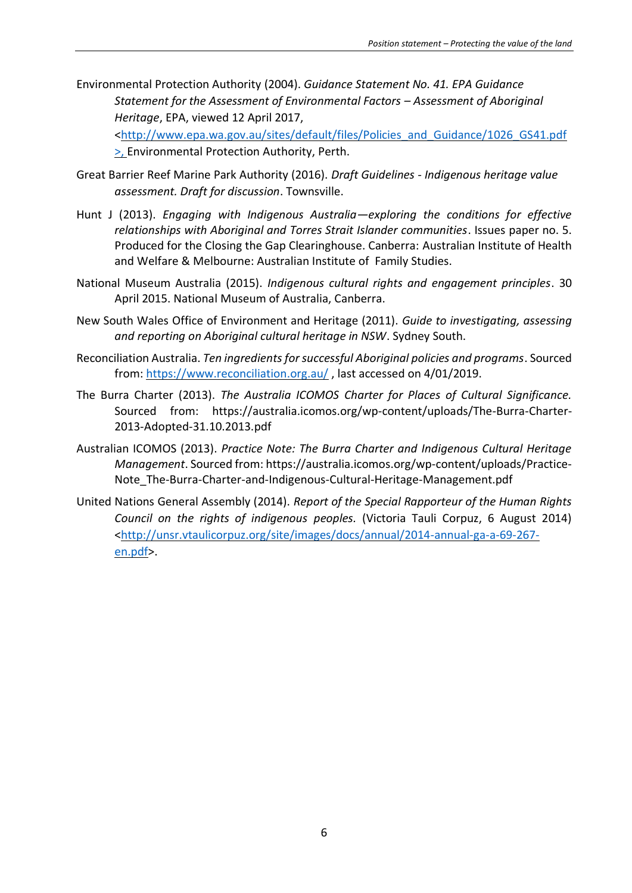Environmental Protection Authority (2004). *Guidance Statement No. 41. EPA Guidance Statement for the Assessment of Environmental Factors – Assessment of Aboriginal Heritage*, EPA, viewed 12 April 2017, <http://www.epa.wa.gov.au/sites/default/files/Policies_and_Guidance/1026_GS41.pdf>, Environmental Protection Authority, Perth.

Great Barrier Reef Marine Park Authority (2016). *Draft Guidelines - Indigenous heritage value assessment. Draft for discussion*. Townsville.

Hunt J (2013). *Engaging with Indigenous Australia—exploring the conditions for effective relationships with Aboriginal and Torres Strait Islander communities*. Issues paper no. 5. Produced for the Closing the Gap Clearinghouse. Canberra: Australian Institute of Health and Welfare & Melbourne: Australian Institute of Family Studies.

National Museum Australia (2015). *Indigenous cultural rights and engagement principles*. 30 April 2015. National Museum of Australia, Canberra.

New South Wales Office of Environment and Heritage (2011). *Guide to investigating, assessing and reporting on Aboriginal cultural heritage in NSW*. Sydney South.

Reconciliation Australia. *Ten ingredients for successful Aboriginal policies and programs*. Sourced from: https://www.reconciliation.org.au/ , last accessed on 4/01/2019.

The Burra Charter (2013). *The Australia ICOMOS Charter for Places of Cultural Significance.* Sourced from: https://australia.icomos.org/wp-content/uploads/The-Burra-Charter-2013-Adopted-31.10.2013.pdf

Australian ICOMOS (2013). *Practice Note: The Burra Charter and Indigenous Cultural Heritage Management*. Sourced from: https://australia.icomos.org/wp-content/uploads/Practice-Note_The-Burra-Charter-and-Indigenous-Cultural-Heritage-Management.pdf

United Nations General Assembly (2014). *Report of the Special Rapporteur of the Human Rights Council on the rights of indigenous peoples.* (Victoria Tauli Corpuz, 6 August 2014) <http://unsr.vtaulicorpuz.org/site/images/docs/annual/2014-annual-ga-a-69-267-en.pdf>.